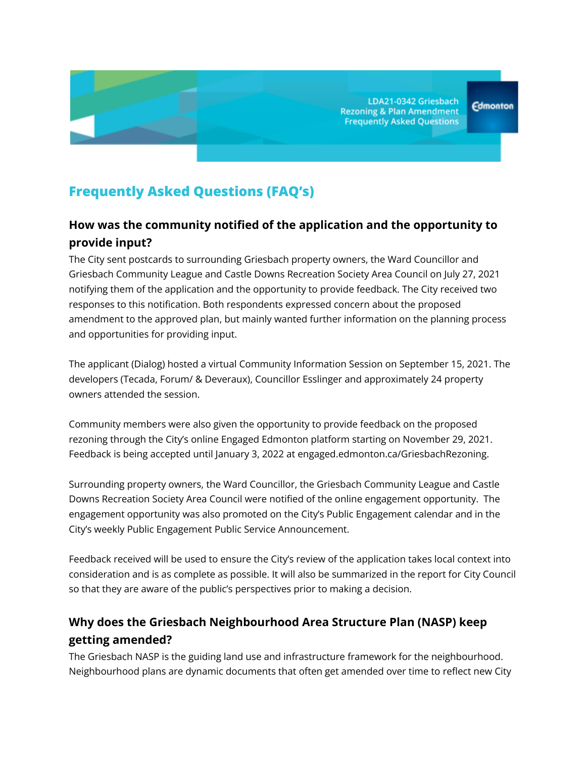LDA21-0342 Griesbach Rezoning & Plan Amendment Frequently Asked Questions

# Frequently Asked Questions (FAQ's)

## How was the community notified of the application and the opportunity to provide input?

The City sent postcards to surrounding Griesbach property owners, the Ward Councillor and Griesbach Community League and Castle Downs Recreation Society Area Council on July 27, 2021 notifying them of the application and the opportunity to provide feedback. The City received two responses to this notification. Both respondents expressed concern about the proposed amendment to the approved plan, but mainly wanted further information on the planning process and opportunities for providing input.

The applicant (Dialog) hosted a virtual Community Information Session on September 15, 2021. The developers (Tecada, Forum/ & Deveraux), Councillor Esslinger and approximately 24 property owners attended the session.

Community members were also given the opportunity to provide feedback on the proposed rezoning through the City's online Engaged Edmonton platform starting on November 29, 2021. Feedback is being accepted until January 3, 2022 at engaged.edmonton.ca/GriesbachRezoning.

Surrounding property owners, the Ward Councillor, the Griesbach Community League and Castle Downs Recreation Society Area Council were notified of the online engagement opportunity. The engagement opportunity was also promoted on the City's Public Engagement calendar and in the City's weekly Public Engagement Public Service Announcement.

Feedback received will be used to ensure the City's review of the application takes local context into consideration and is as complete as possible. It will also be summarized in the report for City Council so that they are aware of the public's perspectives prior to making a decision.

## Why does the Griesbach Neighbourhood Area Structure Plan (NASP) keep getting amended?

The Griesbach NASP is the guiding land use and infrastructure framework for the neighbourhood. Neighbourhood plans are dynamic documents that often get amended over time to reflect new City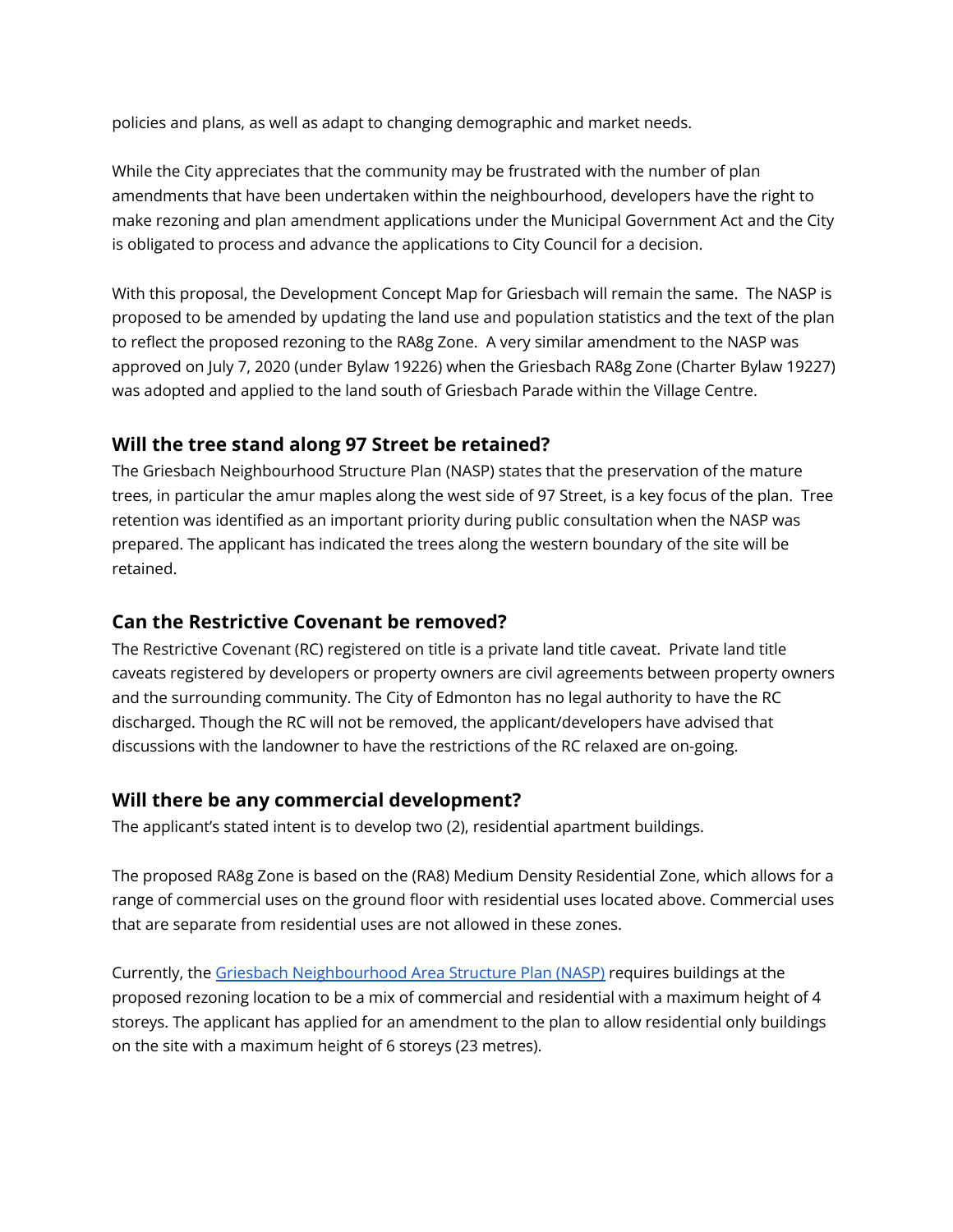policies and plans, as well as adapt to changing demographic and market needs.

While the City appreciates that the community may be frustrated with the number of plan amendments that have been undertaken within the neighbourhood, developers have the right to make rezoning and plan amendment applications under the Municipal Government Act and the City is obligated to process and advance the applications to City Council for a decision.

With this proposal, the Development Concept Map for Griesbach will remain the same. The NASP is proposed to be amended by updating the land use and population statistics and the text of the plan to reflect the proposed rezoning to the RA8g Zone. A very similar amendment to the NASP was approved on July 7, 2020 (under Bylaw 19226) when the Griesbach RA8g Zone (Charter Bylaw 19227) was adopted and applied to the land south of Griesbach Parade within the Village Centre.

## Will the tree stand along 97 Street be retained?

The Griesbach Neighbourhood Structure Plan (NASP) states that the preservation of the mature trees, in particular the amur maples along the west side of 97 Street, is a key focus of the plan. Tree retention was identified as an important priority during public consultation when the NASP was prepared. The applicant has indicated the trees along the western boundary of the site will be retained.

## Can the Restrictive Covenant be removed?

The Restrictive Covenant (RC) registered on title is a private land title caveat. Private land title caveats registered by developers or property owners are civil agreements between property owners and the surrounding community. The City of Edmonton has no legal authority to have the RC discharged. Though the RC will not be removed, the applicant/developers have advised that discussions with the landowner to have the restrictions of the RC relaxed are on-going.

## Will there be any commercial development?

The applicant's stated intent is to develop two (2), residential apartment buildings.

The proposed RA8g Zone is based on the (RA8) Medium Density Residential Zone, which allows for a range of commercial uses on the ground floor with residential uses located above. Commercial uses that are separate from residential uses are not allowed in these zones.

Currently, the Griesbach Neighbourhood Area Structure Plan (NASP) requires buildings at the proposed rezoning location to be a mix of commercial and residential with a maximum height of 4 storeys. The applicant has applied for an amendment to the plan to allow residential only buildings on the site with a maximum height of 6 storeys (23 metres).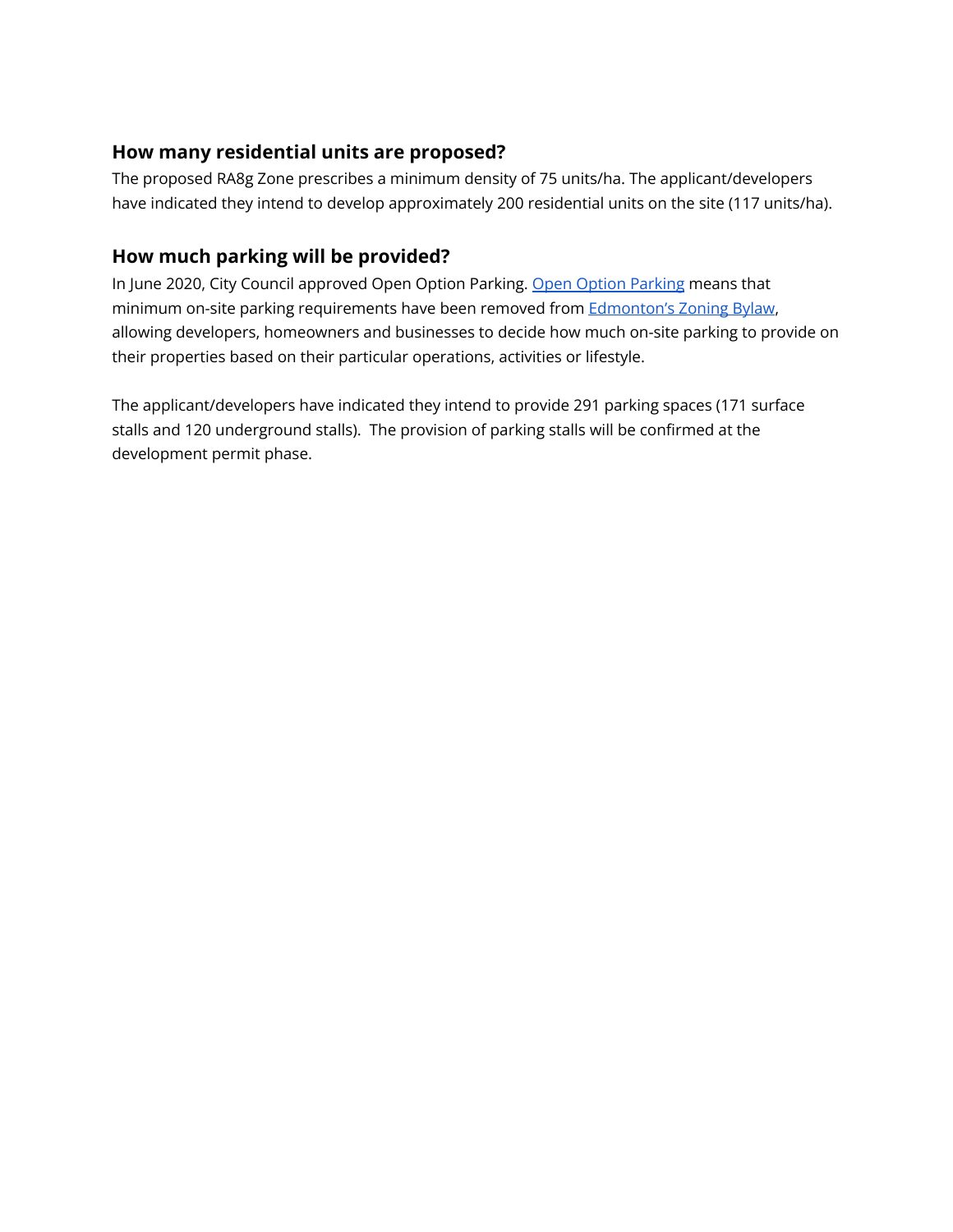## How many residential units are proposed?

The proposed RA8g Zone prescribes a minimum density of 75 units/ha. The applicant/developers have indicated they intend to develop approximately 200 residential units on the site (117 units/ha).

## How much parking will be provided?

In June 2020, City Council approved Open Option Parking. Open Option Parking means that minimum on-site parking requirements have been removed from Edmonton's Zoning Bylaw, allowing developers, homeowners and businesses to decide how much on-site parking to provide on their properties based on their particular operations, activities or lifestyle.

The applicant/developers have indicated they intend to provide 291 parking spaces (171 surface stalls and 120 underground stalls). The provision of parking stalls will be confirmed at the development permit phase.